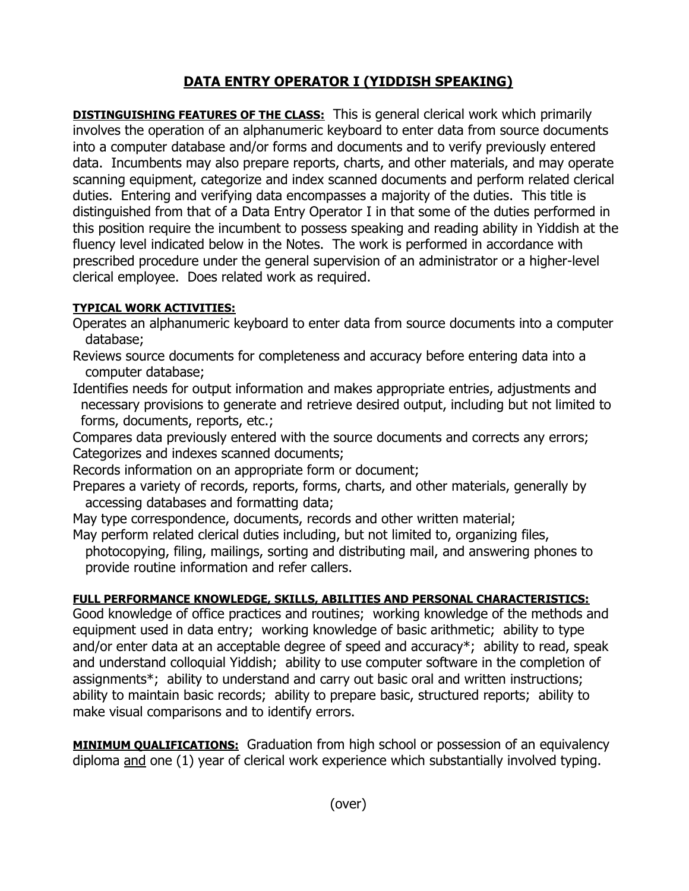# DATA ENTRY OPERATOR I (YIDDISH SPEAKING)

**DISTINGUISHING FEATURES OF THE CLASS:** This is general clerical work which primarily involves the operation of an alphanumeric keyboard to enter data from source documents into a computer database and/or forms and documents and to verify previously entered data. Incumbents may also prepare reports, charts, and other materials, and may operate scanning equipment, categorize and index scanned documents and perform related clerical duties. Entering and verifying data encompasses a majority of the duties. This title is distinguished from that of a Data Entry Operator I in that some of the duties performed in this position require the incumbent to possess speaking and reading ability in Yiddish at the fluency level indicated below in the Notes. The work is performed in accordance with prescribed procedure under the general supervision of an administrator or a higher-level clerical employee. Does related work as required.

**TYPICAL WORK ACTIVITIES:**

Operates an alphanumeric keyboard to enter data from source documents into a computer database;

Reviews source documents for completeness and accuracy before entering data into a computer database;

Identifies needs for output information and makes appropriate entries, adjustments and necessary provisions to generate and retrieve desired output, including but not limited to forms, documents, reports, etc.;

Compares data previously entered with the source documents and corrects any errors;

Categorizes and indexes scanned documents;

Records information on an appropriate form or document;

Prepares a variety of records, reports, forms, charts, and other materials, generally by accessing databases and formatting data;

May type correspondence, documents, records and other written material;

May perform related clerical duties including, but not limited to, organizing files, photocopying, filing, mailings, sorting and distributing mail, and answering phones to provide routine information and refer callers.

**FULL PERFORMANCE KNOWLEDGE, SKILLS, ABILITIES AND PERSONAL CHARACTERISTICS:**
Good knowledge of office practices and routines; working knowledge of the methods and equipment used in data entry; working knowledge of basic arithmetic; ability to type and/or enter data at an acceptable degree of speed and accuracy*; ability to read, speak and understand colloquial Yiddish; ability to use computer software in the completion of assignments*; ability to understand and carry out basic oral and written instructions; ability to maintain basic records; ability to prepare basic, structured reports; ability to make visual comparisons and to identify errors.

**MINIMUM QUALIFICATIONS:** Graduation from high school or possession of an equivalency diploma and one (1) year of clerical work experience which substantially involved typing.

(over)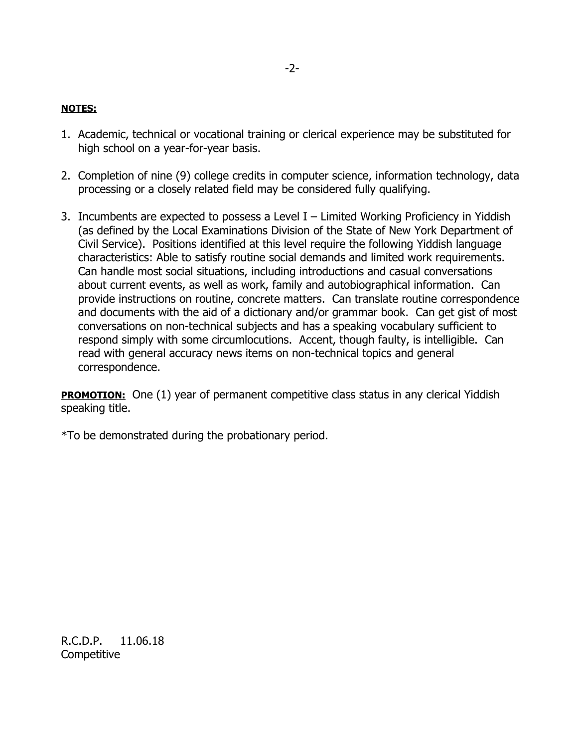**NOTES:**

1. Academic, technical or vocational training or clerical experience may be substituted for high school on a year-for-year basis.

2. Completion of nine (9) college credits in computer science, information technology, data processing or a closely related field may be considered fully qualifying.

3. Incumbents are expected to possess a Level I – Limited Working Proficiency in Yiddish (as defined by the Local Examinations Division of the State of New York Department of Civil Service). Positions identified at this level require the following Yiddish language characteristics: Able to satisfy routine social demands and limited work requirements. Can handle most social situations, including introductions and casual conversations about current events, as well as work, family and autobiographical information. Can provide instructions on routine, concrete matters. Can translate routine correspondence and documents with the aid of a dictionary and/or grammar book. Can get gist of most conversations on non-technical subjects and has a speaking vocabulary sufficient to respond simply with some circumlocutions. Accent, though faulty, is intelligible. Can read with general accuracy news items on non-technical topics and general correspondence.

**PROMOTION:** One (1) year of permanent competitive class status in any clerical Yiddish speaking title.

*To be demonstrated during the probationary period.

R.C.D.P. 11.06.18
Competitive